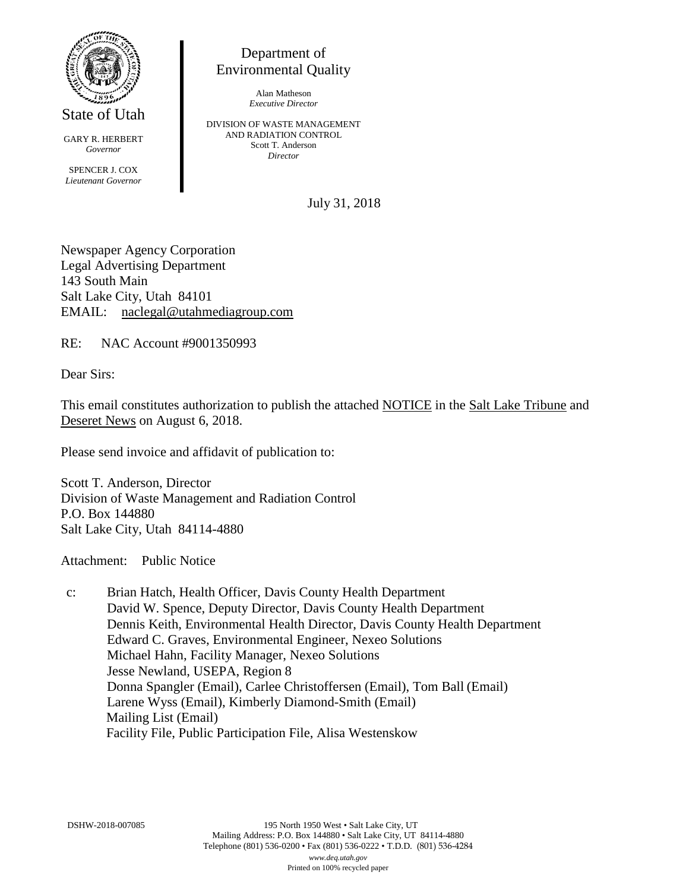State of Utah

GARY R. HERBERT
*Governor*

SPENCER J. COX
*Lieutenant Governor*

Department of
Environmental Quality

Alan Matheson
*Executive Director*

DIVISION OF WASTE MANAGEMENT
AND RADIATION CONTROL
Scott T. Anderson
*Director*

July 31, 2018

Newspaper Agency Corporation
Legal Advertising Department
143 South Main
Salt Lake City, Utah 84101
EMAIL: naclegal@utahmediagroup.com

RE: NAC Account #9001350993

Dear Sirs:

This email constitutes authorization to publish the attached NOTICE in the Salt Lake Tribune and Deseret News on August 6, 2018.

Please send invoice and affidavit of publication to:

Scott T. Anderson, Director
Division of Waste Management and Radiation Control
P.O. Box 144880
Salt Lake City, Utah 84114-4880

Attachment: Public Notice

c: Brian Hatch, Health Officer, Davis County Health Department
David W. Spence, Deputy Director, Davis County Health Department
Dennis Keith, Environmental Health Director, Davis County Health Department
Edward C. Graves, Environmental Engineer, Nexeo Solutions
Michael Hahn, Facility Manager, Nexeo Solutions
Jesse Newland, USEPA, Region 8
Donna Spangler (Email), Carlee Christoffersen (Email), Tom Ball (Email)
Larene Wyss (Email), Kimberly Diamond-Smith (Email)
Mailing List (Email)
Facility File, Public Participation File, Alisa Westenskow

DSHW-2018-007085

195 North 1950 West • Salt Lake City, UT
Mailing Address: P.O. Box 144880 • Salt Lake City, UT 84114-4880
Telephone (801) 536-0200 • Fax (801) 536-0222 • T.D.D. (801) 536-4284
*www.deq.utah.gov*
Printed on 100% recycled paper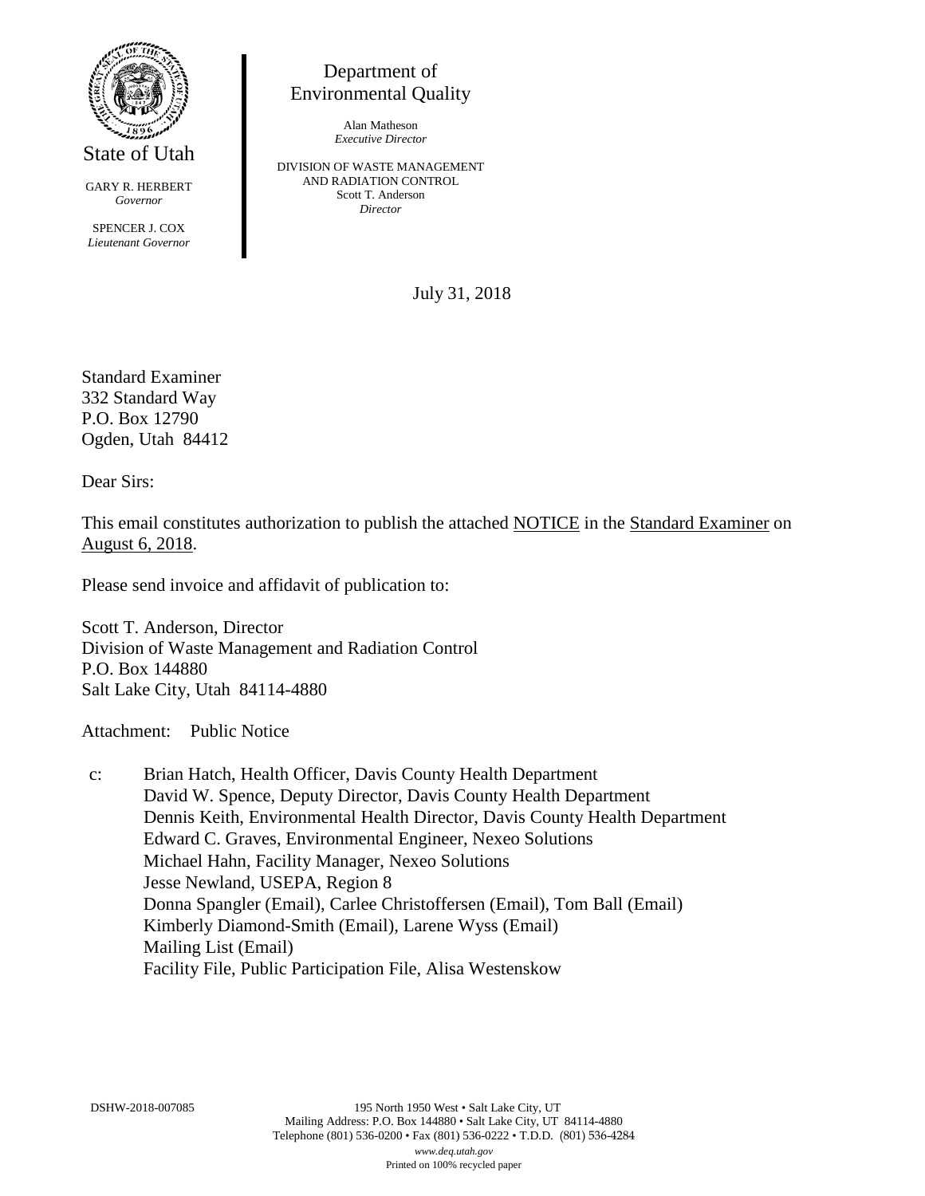State of Utah

GARY R. HERBERT
*Governor*

SPENCER J. COX
*Lieutenant Governor*

Department of
Environmental Quality

Alan Matheson
*Executive Director*

DIVISION OF WASTE MANAGEMENT
AND RADIATION CONTROL
Scott T. Anderson
*Director*

July 31, 2018

Standard Examiner
332 Standard Way
P.O. Box 12790
Ogden, Utah 84412

Dear Sirs:

This email constitutes authorization to publish the attached NOTICE in the Standard Examiner on August 6, 2018.

Please send invoice and affidavit of publication to:

Scott T. Anderson, Director
Division of Waste Management and Radiation Control
P.O. Box 144880
Salt Lake City, Utah 84114-4880

Attachment: Public Notice

c: Brian Hatch, Health Officer, Davis County Health Department
David W. Spence, Deputy Director, Davis County Health Department
Dennis Keith, Environmental Health Director, Davis County Health Department
Edward C. Graves, Environmental Engineer, Nexeo Solutions
Michael Hahn, Facility Manager, Nexeo Solutions
Jesse Newland, USEPA, Region 8
Donna Spangler (Email), Carlee Christoffersen (Email), Tom Ball (Email)
Kimberly Diamond-Smith (Email), Larene Wyss (Email)
Mailing List (Email)
Facility File, Public Participation File, Alisa Westenskow

DSHW-2018-007085

195 North 1950 West • Salt Lake City, UT
Mailing Address: P.O. Box 144880 • Salt Lake City, UT 84114-4880
Telephone (801) 536-0200 • Fax (801) 536-0222 • T.D.D. (801) 536-4284
*www.deq.utah.gov*
Printed on 100% recycled paper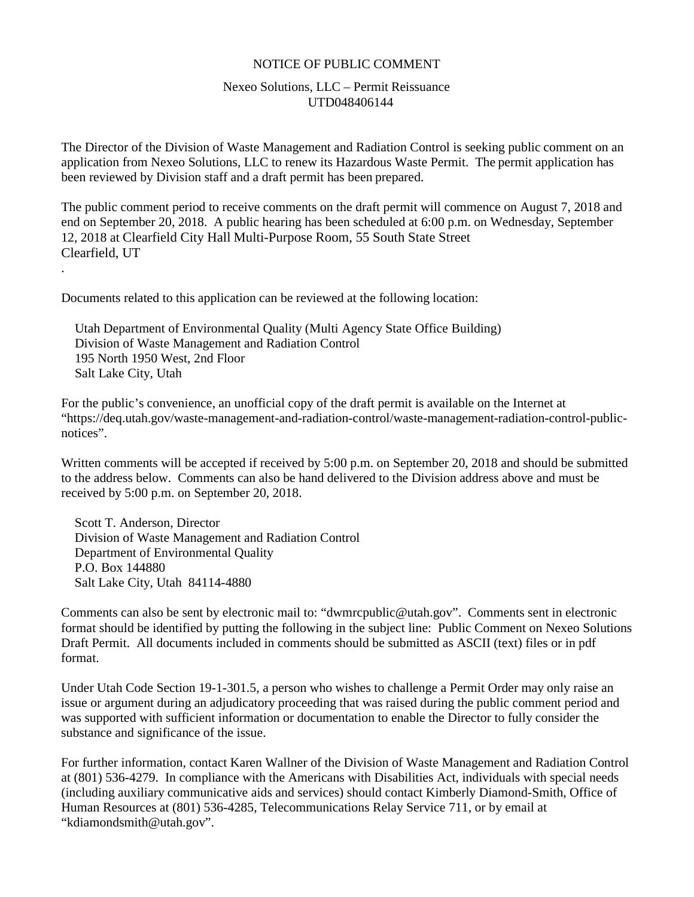# NOTICE OF PUBLIC COMMENT

## Nexeo Solutions, LLC – Permit Reissuance
## UTD048406144

The Director of the Division of Waste Management and Radiation Control is seeking public comment on an application from Nexeo Solutions, LLC to renew its Hazardous Waste Permit. The permit application has been reviewed by Division staff and a draft permit has been prepared.

The public comment period to receive comments on the draft permit will commence on August 7, 2018 and end on September 20, 2018. A public hearing has been scheduled at 6:00 p.m. on Wednesday, September 12, 2018 at Clearfield City Hall Multi-Purpose Room, 55 South State Street Clearfield, UT
.

Documents related to this application can be reviewed at the following location:

Utah Department of Environmental Quality (Multi Agency State Office Building)
Division of Waste Management and Radiation Control
195 North 1950 West, 2nd Floor
Salt Lake City, Utah

For the public's convenience, an unofficial copy of the draft permit is available on the Internet at "https://deq.utah.gov/waste-management-and-radiation-control/waste-management-radiation-control-public-notices".

Written comments will be accepted if received by 5:00 p.m. on September 20, 2018 and should be submitted to the address below. Comments can also be hand delivered to the Division address above and must be received by 5:00 p.m. on September 20, 2018.

Scott T. Anderson, Director
Division of Waste Management and Radiation Control
Department of Environmental Quality
P.O. Box 144880
Salt Lake City, Utah 84114-4880

Comments can also be sent by electronic mail to: "dwmrcpublic@utah.gov". Comments sent in electronic format should be identified by putting the following in the subject line: Public Comment on Nexeo Solutions Draft Permit. All documents included in comments should be submitted as ASCII (text) files or in pdf format.

Under Utah Code Section 19-1-301.5, a person who wishes to challenge a Permit Order may only raise an issue or argument during an adjudicatory proceeding that was raised during the public comment period and was supported with sufficient information or documentation to enable the Director to fully consider the substance and significance of the issue.

For further information, contact Karen Wallner of the Division of Waste Management and Radiation Control at (801) 536-4279. In compliance with the Americans with Disabilities Act, individuals with special needs (including auxiliary communicative aids and services) should contact Kimberly Diamond-Smith, Office of Human Resources at (801) 536-4285, Telecommunications Relay Service 711, or by email at "kdiamondsmith@utah.gov".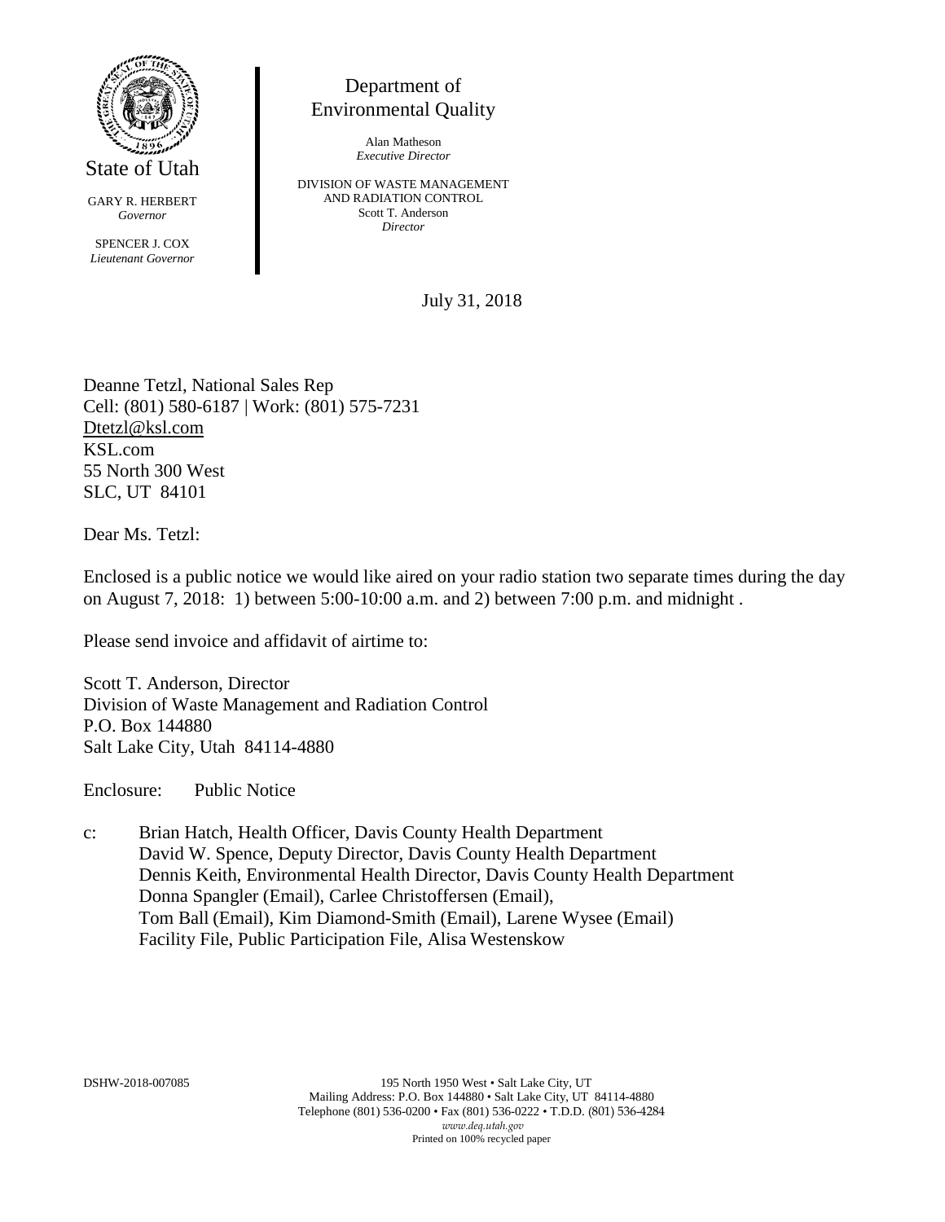State of Utah

GARY R. HERBERT
*Governor*

SPENCER J. COX
*Lieutenant Governor*

Department of
Environmental Quality

Alan Matheson
*Executive Director*

DIVISION OF WASTE MANAGEMENT
AND RADIATION CONTROL
Scott T. Anderson
*Director*

July 31, 2018

Deanne Tetzl, National Sales Rep
Cell: (801) 580-6187 | Work: (801) 575-7231
Dtetzl@ksl.com
KSL.com
55 North 300 West
SLC, UT 84101

Dear Ms. Tetzl:

Enclosed is a public notice we would like aired on your radio station two separate times during the day on August 7, 2018: 1) between 5:00-10:00 a.m. and 2) between 7:00 p.m. and midnight .

Please send invoice and affidavit of airtime to:

Scott T. Anderson, Director
Division of Waste Management and Radiation Control
P.O. Box 144880
Salt Lake City, Utah 84114-4880

Enclosure: Public Notice

c: Brian Hatch, Health Officer, Davis County Health Department
David W. Spence, Deputy Director, Davis County Health Department
Dennis Keith, Environmental Health Director, Davis County Health Department
Donna Spangler (Email), Carlee Christoffersen (Email),
Tom Ball (Email), Kim Diamond-Smith (Email), Larene Wysee (Email)
Facility File, Public Participation File, Alisa Westenskow

DSHW-2018-007085

195 North 1950 West • Salt Lake City, UT
Mailing Address: P.O. Box 144880 • Salt Lake City, UT 84114-4880
Telephone (801) 536-0200 • Fax (801) 536-0222 • T.D.D. (801) 536-4284
*www.deq.utah.gov*
Printed on 100% recycled paper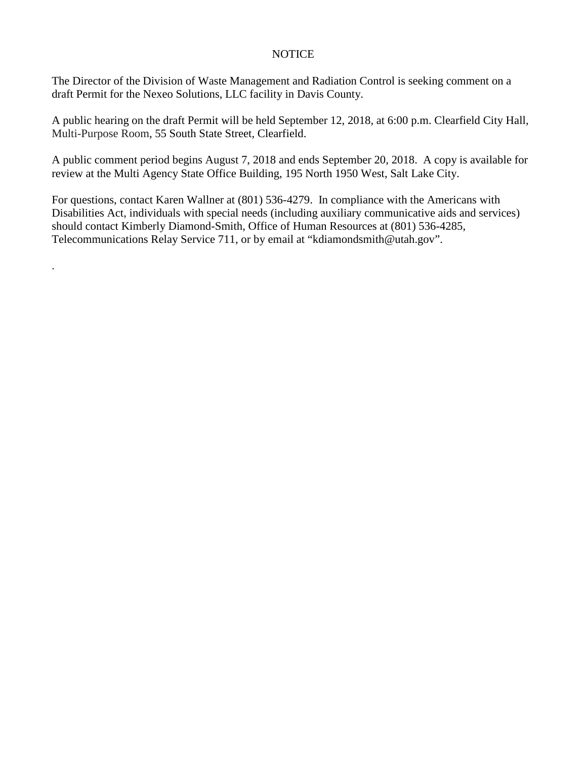# NOTICE

The Director of the Division of Waste Management and Radiation Control is seeking comment on a draft Permit for the Nexeo Solutions, LLC facility in Davis County.

A public hearing on the draft Permit will be held September 12, 2018, at 6:00 p.m. Clearfield City Hall, Multi-Purpose Room, 55 South State Street, Clearfield.

A public comment period begins August 7, 2018 and ends September 20, 2018. A copy is available for review at the Multi Agency State Office Building, 195 North 1950 West, Salt Lake City.

For questions, contact Karen Wallner at (801) 536-4279. In compliance with the Americans with Disabilities Act, individuals with special needs (including auxiliary communicative aids and services) should contact Kimberly Diamond-Smith, Office of Human Resources at (801) 536-4285, Telecommunications Relay Service 711, or by email at “kdiamondsmith@utah.gov”.

.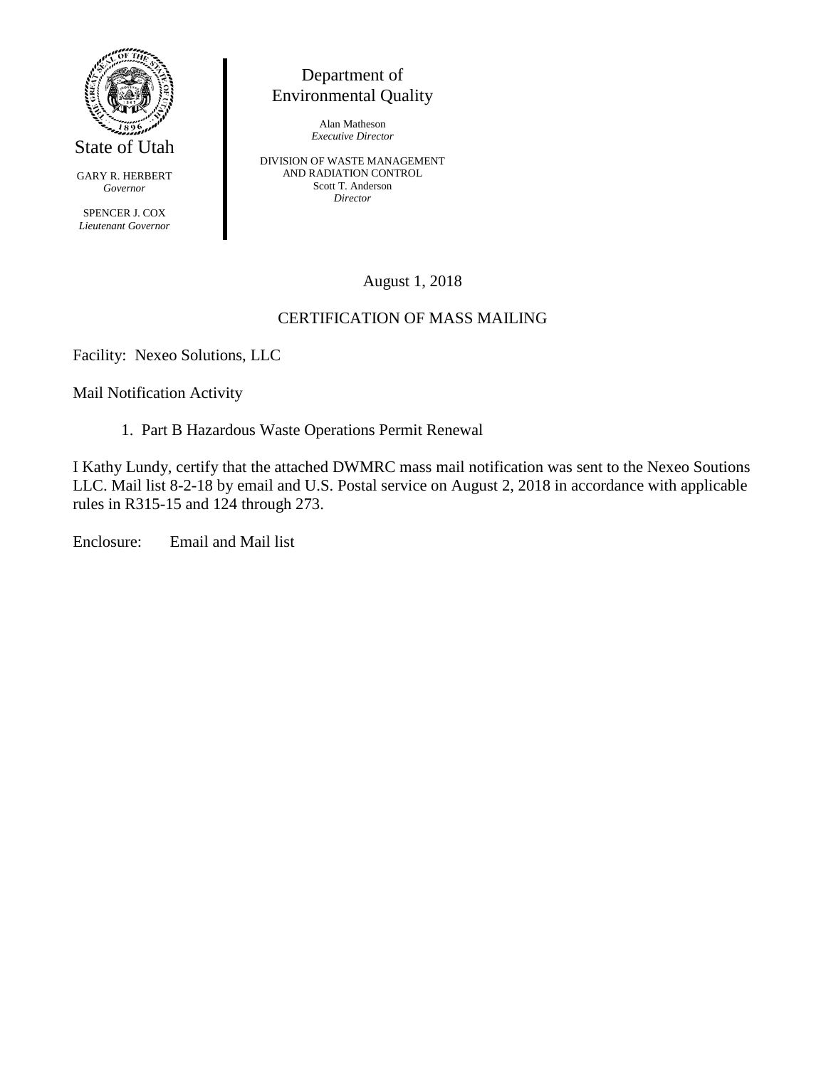State of Utah

GARY R. HERBERT
*Governor*

SPENCER J. COX
*Lieutenant Governor*

Department of
Environmental Quality

Alan Matheson
*Executive Director*

DIVISION OF WASTE MANAGEMENT
AND RADIATION CONTROL
Scott T. Anderson
*Director*

August 1, 2018

CERTIFICATION OF MASS MAILING

Facility: Nexeo Solutions, LLC

Mail Notification Activity

1. Part B Hazardous Waste Operations Permit Renewal

I Kathy Lundy, certify that the attached DWMRC mass mail notification was sent to the Nexeo Soutions LLC. Mail list 8-2-18 by email and U.S. Postal service on August 2, 2018 in accordance with applicable rules in R315-15 and 124 through 273.

Enclosure: Email and Mail list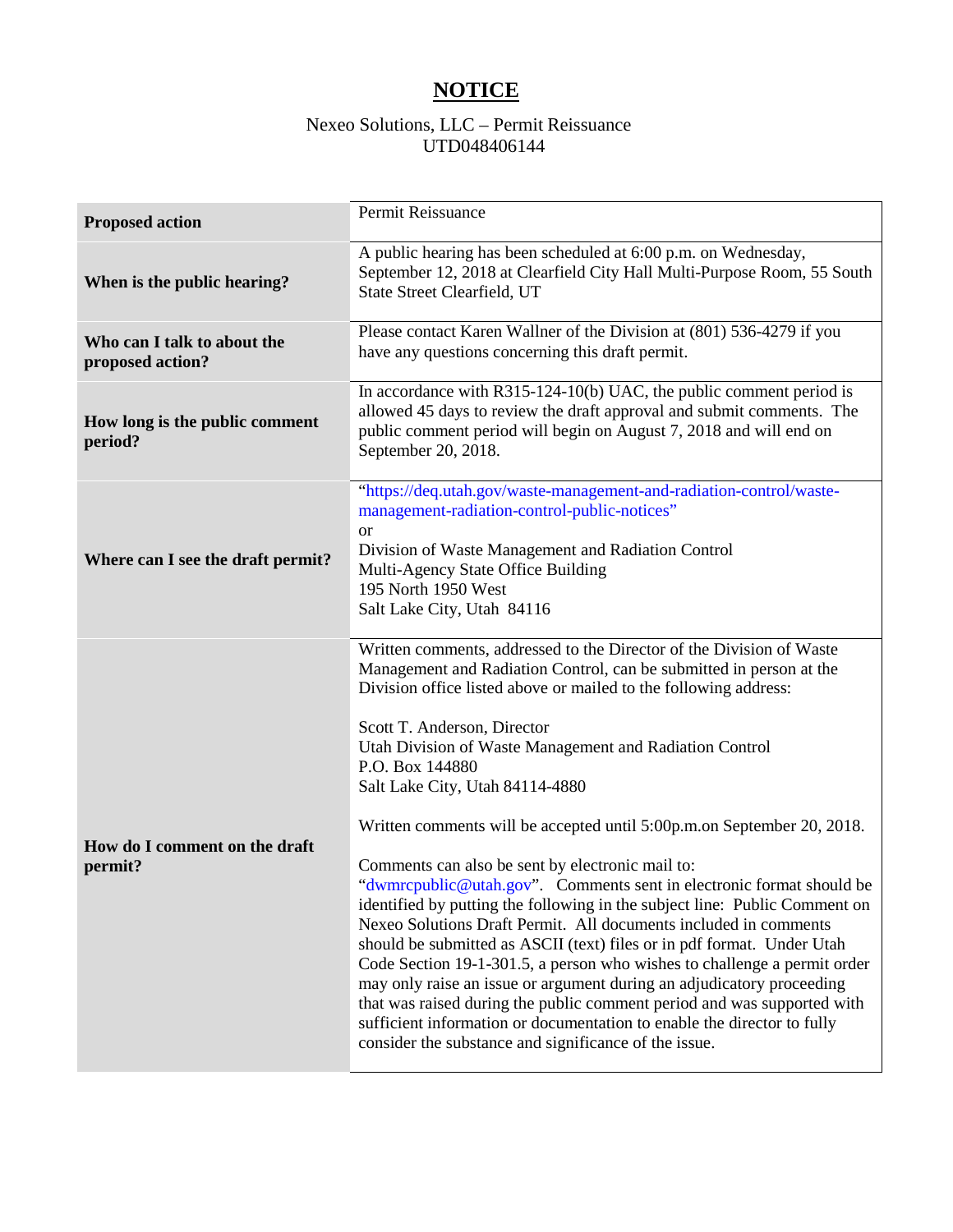# NOTICE

Nexeo Solutions, LLC – Permit Reissuance
UTD048406144

| | |
|---|---|
| **Proposed action** | Permit Reissuance |
| **When is the public hearing?** | A public hearing has been scheduled at 6:00 p.m. on Wednesday, September 12, 2018 at Clearfield City Hall Multi-Purpose Room, 55 South State Street Clearfield, UT |
| **Who can I talk to about the proposed action?** | Please contact Karen Wallner of the Division at (801) 536-4279 if you have any questions concerning this draft permit. |
| **How long is the public comment period?** | In accordance with R315-124-10(b) UAC, the public comment period is allowed 45 days to review the draft approval and submit comments. The public comment period will begin on August 7, 2018 and will end on September 20, 2018. |
| **Where can I see the draft permit?** | "https://deq.utah.gov/waste-management-and-radiation-control/waste-management-radiation-control-public-notices"<br>or<br>Division of Waste Management and Radiation Control<br>Multi-Agency State Office Building<br>195 North 1950 West<br>Salt Lake City, Utah 84116 |
| **How do I comment on the draft permit?** | Written comments, addressed to the Director of the Division of Waste Management and Radiation Control, can be submitted in person at the Division office listed above or mailed to the following address:<br><br>Scott T. Anderson, Director<br>Utah Division of Waste Management and Radiation Control<br>P.O. Box 144880<br>Salt Lake City, Utah 84114-4880<br><br>Written comments will be accepted until 5:00p.m.on September 20, 2018.<br><br>Comments can also be sent by electronic mail to: "dwmrcpublic@utah.gov". Comments sent in electronic format should be identified by putting the following in the subject line: Public Comment on Nexeo Solutions Draft Permit. All documents included in comments should be submitted as ASCII (text) files or in pdf format. Under Utah Code Section 19-1-301.5, a person who wishes to challenge a permit order may only raise an issue or argument during an adjudicatory proceeding that was raised during the public comment period and was supported with sufficient information or documentation to enable the director to fully consider the substance and significance of the issue. |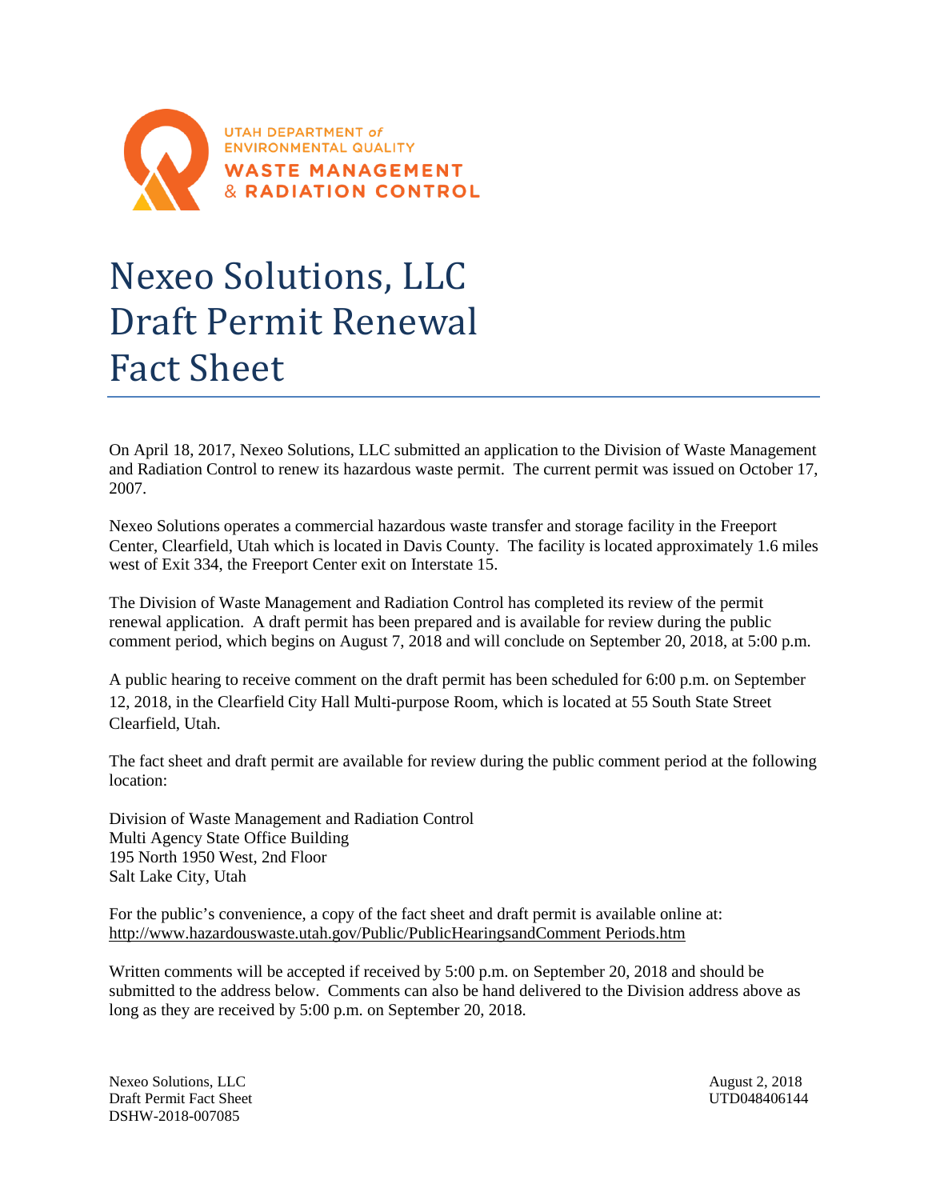UTAH DEPARTMENT of ENVIRONMENTAL QUALITY
WASTE MANAGEMENT & RADIATION CONTROL

# Nexeo Solutions, LLC Draft Permit Renewal Fact Sheet

On April 18, 2017, Nexeo Solutions, LLC submitted an application to the Division of Waste Management and Radiation Control to renew its hazardous waste permit. The current permit was issued on October 17, 2007.

Nexeo Solutions operates a commercial hazardous waste transfer and storage facility in the Freeport Center, Clearfield, Utah which is located in Davis County. The facility is located approximately 1.6 miles west of Exit 334, the Freeport Center exit on Interstate 15.

The Division of Waste Management and Radiation Control has completed its review of the permit renewal application. A draft permit has been prepared and is available for review during the public comment period, which begins on August 7, 2018 and will conclude on September 20, 2018, at 5:00 p.m.

A public hearing to receive comment on the draft permit has been scheduled for 6:00 p.m. on September 12, 2018, in the Clearfield City Hall Multi-purpose Room, which is located at 55 South State Street Clearfield, Utah.

The fact sheet and draft permit are available for review during the public comment period at the following location:

Division of Waste Management and Radiation Control
Multi Agency State Office Building
195 North 1950 West, 2nd Floor
Salt Lake City, Utah

For the public's convenience, a copy of the fact sheet and draft permit is available online at:
http://www.hazardouswaste.utah.gov/Public/PublicHearingsandComment Periods.htm

Written comments will be accepted if received by 5:00 p.m. on September 20, 2018 and should be submitted to the address below. Comments can also be hand delivered to the Division address above as long as they are received by 5:00 p.m. on September 20, 2018.

Nexeo Solutions, LLC
Draft Permit Fact Sheet
DSHW-2018-007085

August 2, 2018
UTD048406144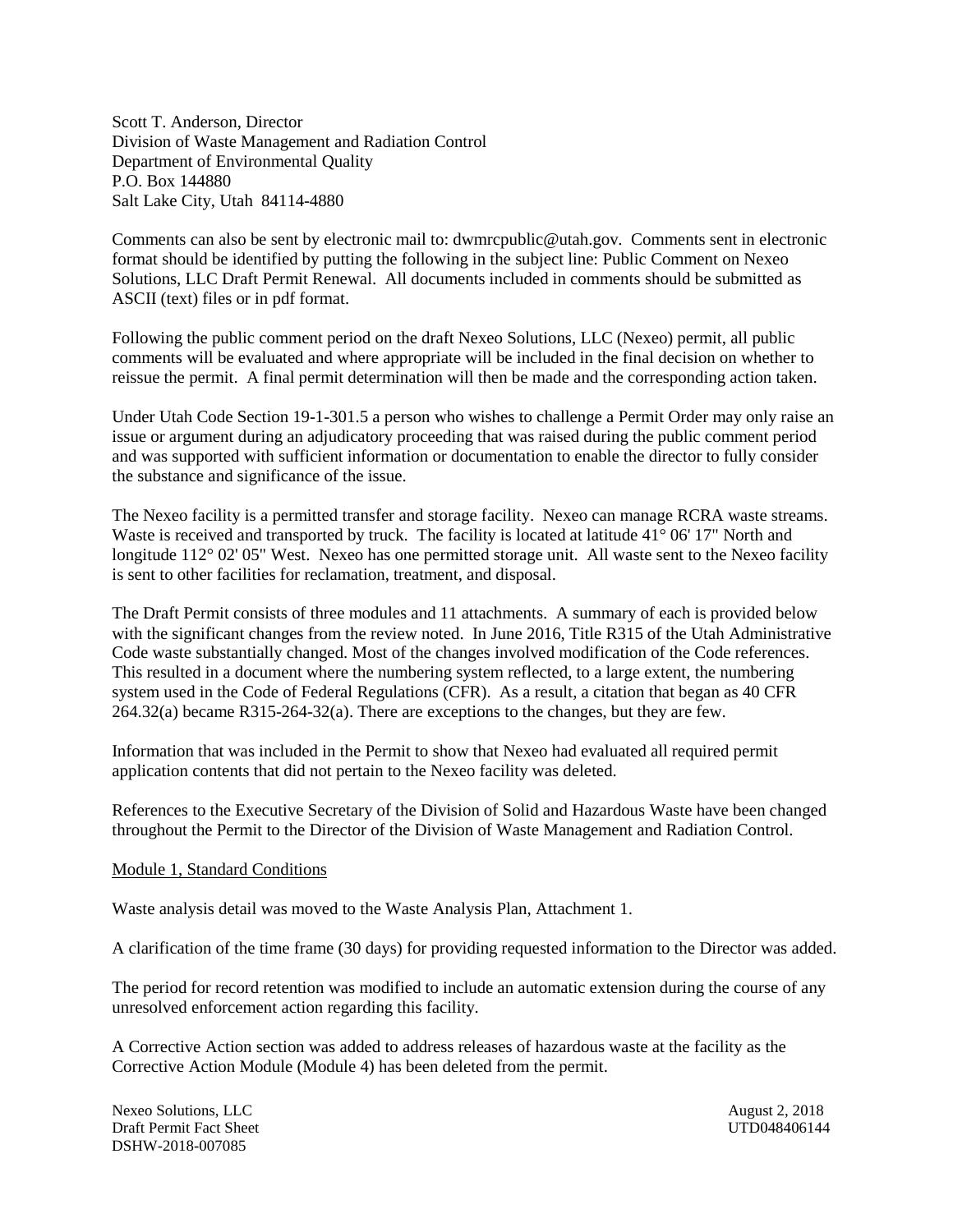Scott T. Anderson, Director
Division of Waste Management and Radiation Control
Department of Environmental Quality
P.O. Box 144880
Salt Lake City, Utah 84114-4880

Comments can also be sent by electronic mail to: dwmrcpublic@utah.gov. Comments sent in electronic format should be identified by putting the following in the subject line: Public Comment on Nexeo Solutions, LLC Draft Permit Renewal. All documents included in comments should be submitted as ASCII (text) files or in pdf format.

Following the public comment period on the draft Nexeo Solutions, LLC (Nexeo) permit, all public comments will be evaluated and where appropriate will be included in the final decision on whether to reissue the permit. A final permit determination will then be made and the corresponding action taken.

Under Utah Code Section 19-1-301.5 a person who wishes to challenge a Permit Order may only raise an issue or argument during an adjudicatory proceeding that was raised during the public comment period and was supported with sufficient information or documentation to enable the director to fully consider the substance and significance of the issue.

The Nexeo facility is a permitted transfer and storage facility. Nexeo can manage RCRA waste streams. Waste is received and transported by truck. The facility is located at latitude 41° 06' 17" North and longitude 112° 02' 05" West. Nexeo has one permitted storage unit. All waste sent to the Nexeo facility is sent to other facilities for reclamation, treatment, and disposal.

The Draft Permit consists of three modules and 11 attachments. A summary of each is provided below with the significant changes from the review noted. In June 2016, Title R315 of the Utah Administrative Code waste substantially changed. Most of the changes involved modification of the Code references. This resulted in a document where the numbering system reflected, to a large extent, the numbering system used in the Code of Federal Regulations (CFR). As a result, a citation that began as 40 CFR 264.32(a) became R315-264-32(a). There are exceptions to the changes, but they are few.

Information that was included in the Permit to show that Nexeo had evaluated all required permit application contents that did not pertain to the Nexeo facility was deleted.

References to the Executive Secretary of the Division of Solid and Hazardous Waste have been changed throughout the Permit to the Director of the Division of Waste Management and Radiation Control.

## Module 1, Standard Conditions

Waste analysis detail was moved to the Waste Analysis Plan, Attachment 1.

A clarification of the time frame (30 days) for providing requested information to the Director was added.

The period for record retention was modified to include an automatic extension during the course of any unresolved enforcement action regarding this facility.

A Corrective Action section was added to address releases of hazardous waste at the facility as the Corrective Action Module (Module 4) has been deleted from the permit.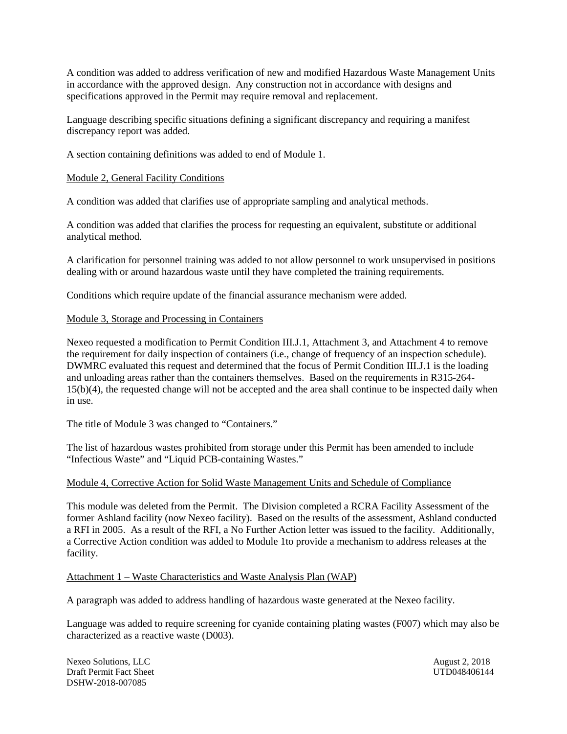A condition was added to address verification of new and modified Hazardous Waste Management Units in accordance with the approved design. Any construction not in accordance with designs and specifications approved in the Permit may require removal and replacement.

Language describing specific situations defining a significant discrepancy and requiring a manifest discrepancy report was added.

A section containing definitions was added to end of Module 1.

Module 2, General Facility Conditions

A condition was added that clarifies use of appropriate sampling and analytical methods.

A condition was added that clarifies the process for requesting an equivalent, substitute or additional analytical method.

A clarification for personnel training was added to not allow personnel to work unsupervised in positions dealing with or around hazardous waste until they have completed the training requirements.

Conditions which require update of the financial assurance mechanism were added.

Module 3, Storage and Processing in Containers

Nexeo requested a modification to Permit Condition III.J.1, Attachment 3, and Attachment 4 to remove the requirement for daily inspection of containers (i.e., change of frequency of an inspection schedule). DWMRC evaluated this request and determined that the focus of Permit Condition III.J.1 is the loading and unloading areas rather than the containers themselves. Based on the requirements in R315-264-15(b)(4), the requested change will not be accepted and the area shall continue to be inspected daily when in use.

The title of Module 3 was changed to "Containers."

The list of hazardous wastes prohibited from storage under this Permit has been amended to include "Infectious Waste" and "Liquid PCB-containing Wastes."

Module 4, Corrective Action for Solid Waste Management Units and Schedule of Compliance

This module was deleted from the Permit. The Division completed a RCRA Facility Assessment of the former Ashland facility (now Nexeo facility). Based on the results of the assessment, Ashland conducted a RFI in 2005. As a result of the RFI, a No Further Action letter was issued to the facility. Additionally, a Corrective Action condition was added to Module 1to provide a mechanism to address releases at the facility.

Attachment 1 – Waste Characteristics and Waste Analysis Plan (WAP)

A paragraph was added to address handling of hazardous waste generated at the Nexeo facility.

Language was added to require screening for cyanide containing plating wastes (F007) which may also be characterized as a reactive waste (D003).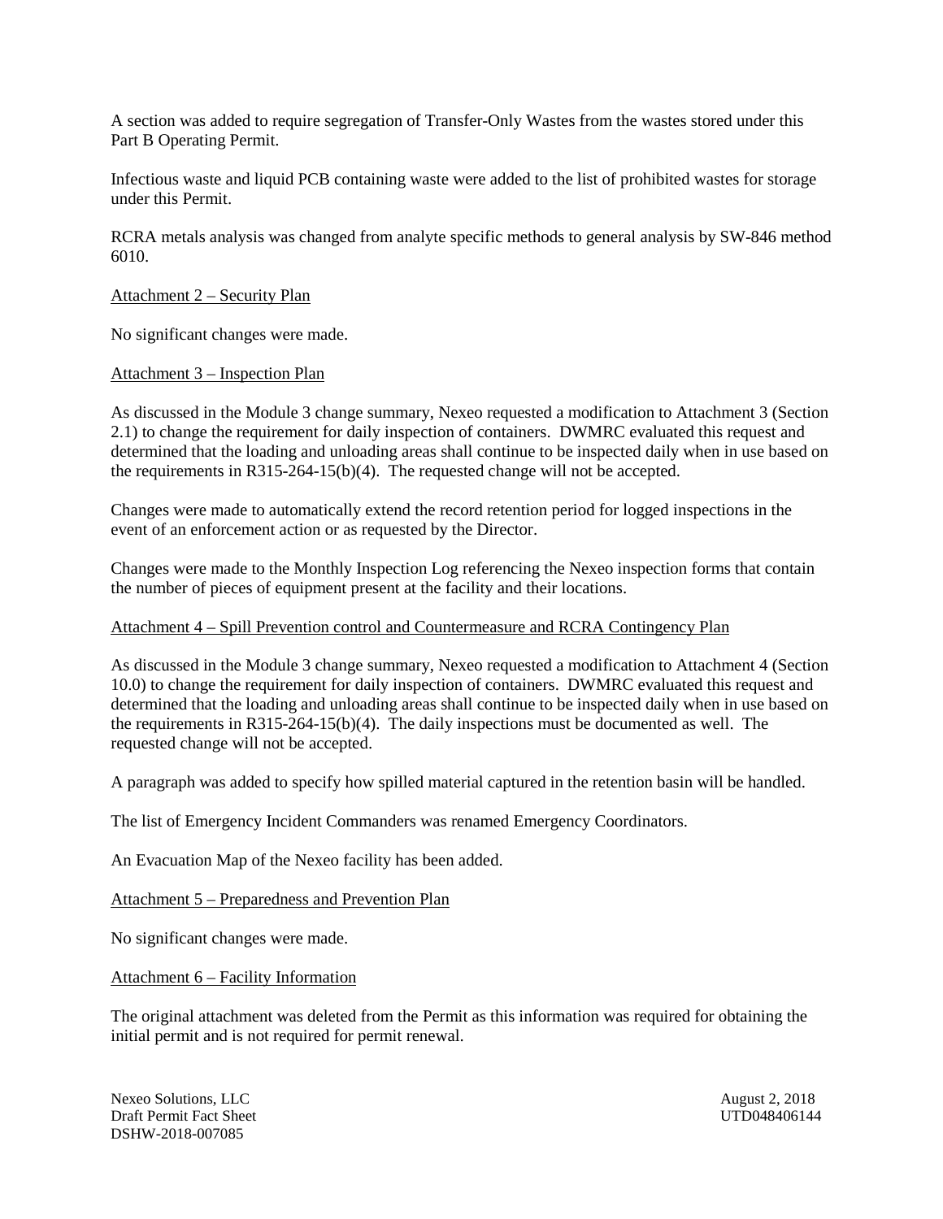A section was added to require segregation of Transfer-Only Wastes from the wastes stored under this Part B Operating Permit.

Infectious waste and liquid PCB containing waste were added to the list of prohibited wastes for storage under this Permit.

RCRA metals analysis was changed from analyte specific methods to general analysis by SW-846 method 6010.

Attachment 2 – Security Plan

No significant changes were made.

Attachment 3 – Inspection Plan

As discussed in the Module 3 change summary, Nexeo requested a modification to Attachment 3 (Section 2.1) to change the requirement for daily inspection of containers. DWMRC evaluated this request and determined that the loading and unloading areas shall continue to be inspected daily when in use based on the requirements in R315-264-15(b)(4). The requested change will not be accepted.

Changes were made to automatically extend the record retention period for logged inspections in the event of an enforcement action or as requested by the Director.

Changes were made to the Monthly Inspection Log referencing the Nexeo inspection forms that contain the number of pieces of equipment present at the facility and their locations.

Attachment 4 – Spill Prevention control and Countermeasure and RCRA Contingency Plan

As discussed in the Module 3 change summary, Nexeo requested a modification to Attachment 4 (Section 10.0) to change the requirement for daily inspection of containers. DWMRC evaluated this request and determined that the loading and unloading areas shall continue to be inspected daily when in use based on the requirements in R315-264-15(b)(4). The daily inspections must be documented as well. The requested change will not be accepted.

A paragraph was added to specify how spilled material captured in the retention basin will be handled.

The list of Emergency Incident Commanders was renamed Emergency Coordinators.

An Evacuation Map of the Nexeo facility has been added.

Attachment 5 – Preparedness and Prevention Plan

No significant changes were made.

Attachment 6 – Facility Information

The original attachment was deleted from the Permit as this information was required for obtaining the initial permit and is not required for permit renewal.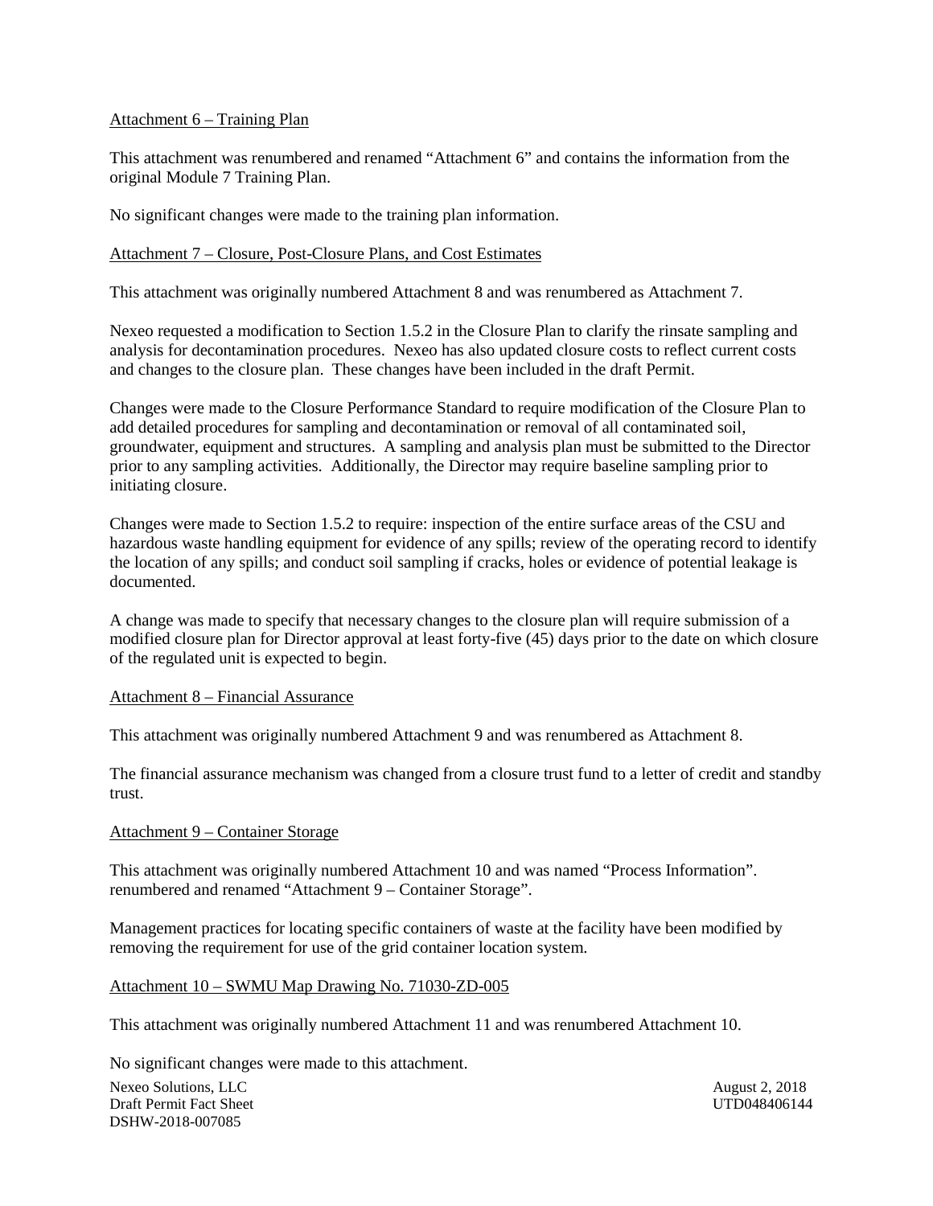Attachment 6 – Training Plan

This attachment was renumbered and renamed "Attachment 6" and contains the information from the original Module 7 Training Plan.

No significant changes were made to the training plan information.

Attachment 7 – Closure, Post-Closure Plans, and Cost Estimates

This attachment was originally numbered Attachment 8 and was renumbered as Attachment 7.

Nexeo requested a modification to Section 1.5.2 in the Closure Plan to clarify the rinsate sampling and analysis for decontamination procedures. Nexeo has also updated closure costs to reflect current costs and changes to the closure plan. These changes have been included in the draft Permit.

Changes were made to the Closure Performance Standard to require modification of the Closure Plan to add detailed procedures for sampling and decontamination or removal of all contaminated soil, groundwater, equipment and structures. A sampling and analysis plan must be submitted to the Director prior to any sampling activities. Additionally, the Director may require baseline sampling prior to initiating closure.

Changes were made to Section 1.5.2 to require: inspection of the entire surface areas of the CSU and hazardous waste handling equipment for evidence of any spills; review of the operating record to identify the location of any spills; and conduct soil sampling if cracks, holes or evidence of potential leakage is documented.

A change was made to specify that necessary changes to the closure plan will require submission of a modified closure plan for Director approval at least forty-five (45) days prior to the date on which closure of the regulated unit is expected to begin.

Attachment 8 – Financial Assurance

This attachment was originally numbered Attachment 9 and was renumbered as Attachment 8.

The financial assurance mechanism was changed from a closure trust fund to a letter of credit and standby trust.

Attachment 9 – Container Storage

This attachment was originally numbered Attachment 10 and was named "Process Information". renumbered and renamed "Attachment 9 – Container Storage".

Management practices for locating specific containers of waste at the facility have been modified by removing the requirement for use of the grid container location system.

Attachment 10 – SWMU Map Drawing No. 71030-ZD-005

This attachment was originally numbered Attachment 11 and was renumbered Attachment 10.

No significant changes were made to this attachment.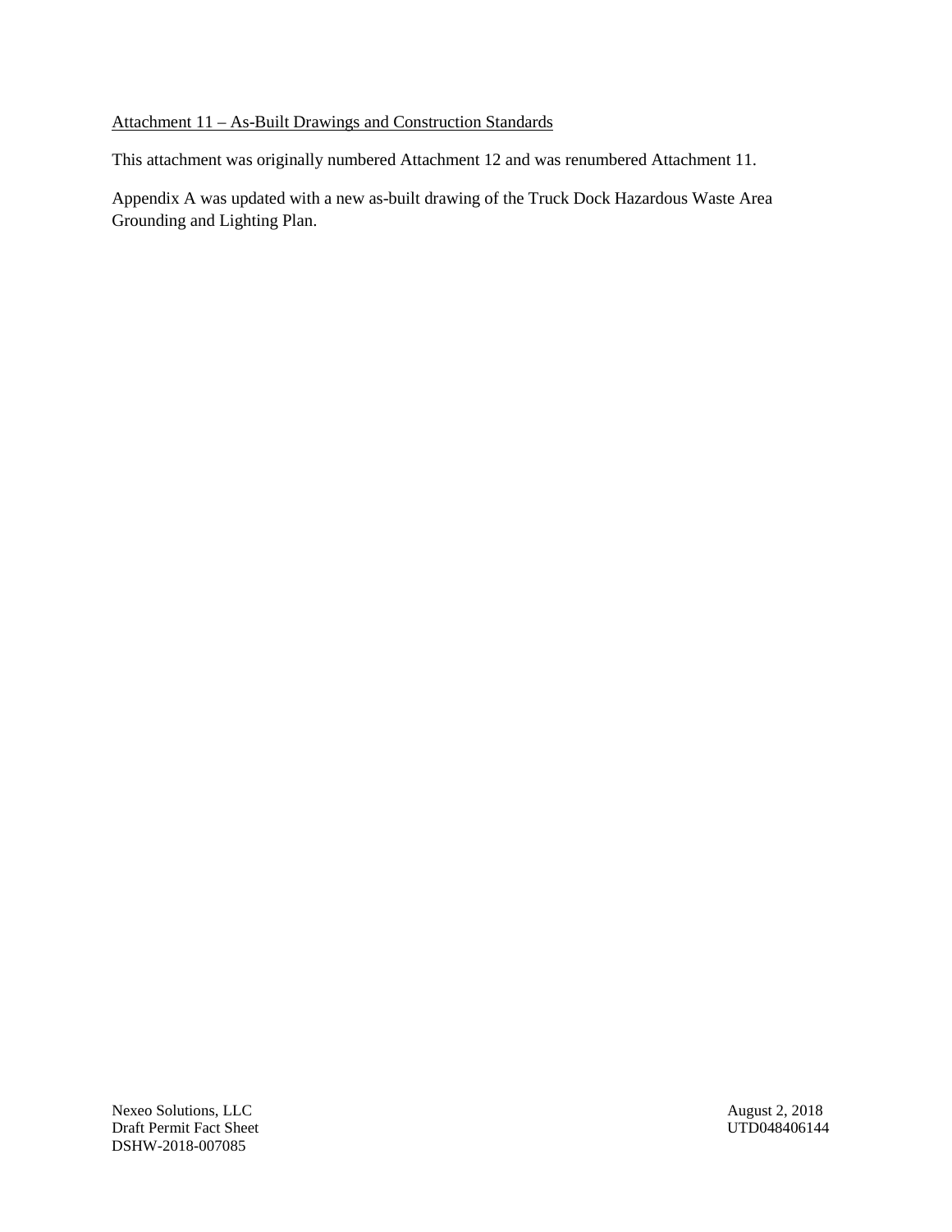Attachment 11 – As-Built Drawings and Construction Standards

This attachment was originally numbered Attachment 12 and was renumbered Attachment 11.

Appendix A was updated with a new as-built drawing of the Truck Dock Hazardous Waste Area Grounding and Lighting Plan.